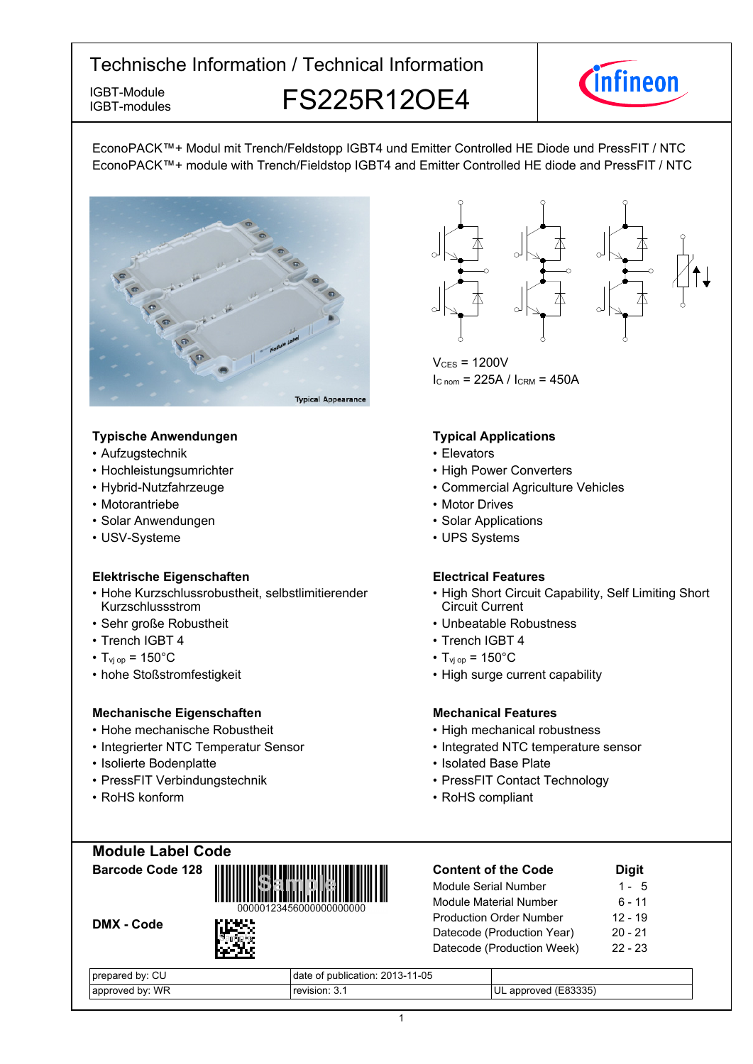# Technische Information / Technical Information

IGBT-Module
IGBT-modules

## FS225R12OE4

EconoPACK™+ Modul mit Trench/Feldstopp IGBT4 und Emitter Controlled HE Diode und PressFIT / NTC
EconoPACK™+ module with Trench/Fieldstop IGBT4 and Emitter Controlled HE diode and PressFIT / NTC

Typical Appearance

$V_{CES}$ = 1200V
$I_{C\ nom}$ = 225A / $I_{CRM}$ = 450A

### Typische Anwendungen
- Aufzugstechnik
- Hochleistungsumrichter
- Hybrid-Nutzfahrzeuge
- Motorantriebe
- Solar Anwendungen
- USV-Systeme

### Typical Applications
- Elevators
- High Power Converters
- Commercial Agriculture Vehicles
- Motor Drives
- Solar Applications
- UPS Systems

### Elektrische Eigenschaften
- Hohe Kurzschlussrobustheit, selbstlimitierender Kurzschlussstrom
- Sehr große Robustheit
- Trench IGBT 4
- $T_{vj\ op}$ = 150°C
- hohe Stoßstromfestigkeit

### Electrical Features
- High Short Circuit Capability, Self Limiting Short Circuit Current
- Unbeatable Robustness
- Trench IGBT 4
- $T_{vj\ op}$ = 150°C
- High surge current capability

### Mechanische Eigenschaften
- Hohe mechanische Robustheit
- Integrierter NTC Temperatur Sensor
- Isolierte Bodenplatte
- PressFIT Verbindungstechnik
- RoHS konform

### Mechanical Features
- High mechanical robustness
- Integrated NTC temperature sensor
- Isolated Base Plate
- PressFIT Contact Technology
- RoHS compliant

## Module Label Code

**Barcode Code 128**

00000123456000000000000

**DMX - Code**

| Content of the Code | Digit |
|---|---|
| Module Serial Number | 1 - 5 |
| Module Material Number | 6 - 11 |
| Production Order Number | 12 - 19 |
| Datecode (Production Year) | 20 - 21 |
| Datecode (Production Week) | 22 - 23 |

| prepared by: CU | date of publication: 2013-11-05 | |
|---|---|---|
| approved by: WR | revision: 3.1 | UL approved (E83335) |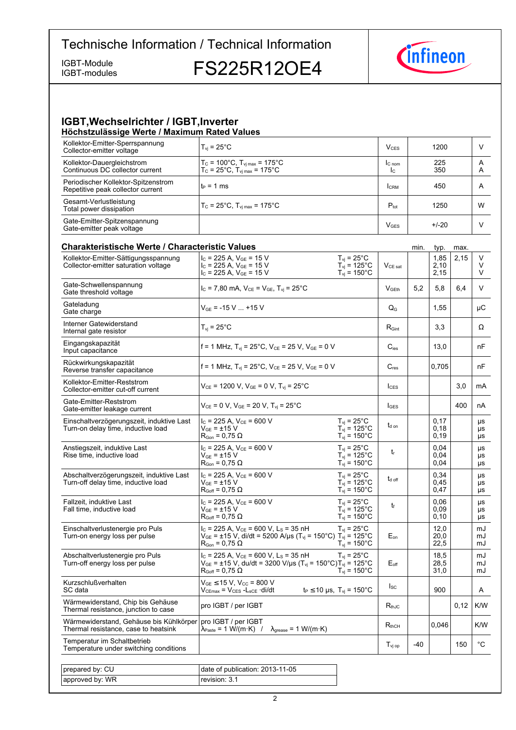# Technische Information / Technical Information

IGBT-Module
IGBT-modules

**FS225R12OE4**

## IGBT,Wechselrichter / IGBT,Inverter

### Höchstzulässige Werte / Maximum Rated Values

| Parameter | Conditions | Symbol | Value | Unit |
|---|---|---|---|---|
| Kollektor-Emitter-Sperrspannung<br>Collector-emitter voltage | $T_{vj}$ = 25°C | $V_{CES}$ | 1200 | V |
| Kollektor-Dauergleichstrom<br>Continuous DC collector current | $T_C$ = 100°C, $T_{vj\,max}$ = 175°C<br>$T_C$ = 25°C, $T_{vj\,max}$ = 175°C | $I_{C\,nom}$<br>$I_C$ | 225<br>350 | A<br>A |
| Periodischer Kollektor-Spitzenstrom<br>Repetitive peak collector current | $t_P$ = 1 ms | $I_{CRM}$ | 450 | A |
| Gesamt-Verlustleistung<br>Total power dissipation | $T_C$ = 25°C, $T_{vj\,max}$ = 175°C | $P_{tot}$ | 1250 | W |
| Gate-Emitter-Spitzenspannung<br>Gate-emitter peak voltage | | $V_{GES}$ | +/-20 | V |

### Charakteristische Werte / Characteristic Values

| Parameter | Conditions | | Symbol | min. | typ. | max. | Unit |
|---|---|---|---|---|---|---|---|
| Kollektor-Emitter-Sättigungsspannung<br>Collector-emitter saturation voltage | $I_C$ = 225 A, $V_{GE}$ = 15 V<br>$I_C$ = 225 A, $V_{GE}$ = 15 V<br>$I_C$ = 225 A, $V_{GE}$ = 15 V | $T_{vj}$ = 25°C<br>$T_{vj}$ = 125°C<br>$T_{vj}$ = 150°C | $V_{CE\,sat}$ | | 1,85<br>2,10<br>2,15 | 2,15 | V<br>V<br>V |
| Gate-Schwellenspannung<br>Gate threshold voltage | $I_C$ = 7,80 mA, $V_{CE}$ = $V_{GE}$, $T_{vj}$ = 25°C | | $V_{GEth}$ | 5,2 | 5,8 | 6,4 | V |
| Gateladung<br>Gate charge | $V_{GE}$ = -15 V ... +15 V | | $Q_G$ | | 1,55 | | µC |
| Interner Gatewiderstand<br>Internal gate resistor | $T_{vj}$ = 25°C | | $R_{Gint}$ | | 3,3 | | Ω |
| Eingangskapazität<br>Input capacitance | f = 1 MHz, $T_{vj}$ = 25°C, $V_{CE}$ = 25 V, $V_{GE}$ = 0 V | | $C_{ies}$ | | 13,0 | | nF |
| Rückwirkungskapazität<br>Reverse transfer capacitance | f = 1 MHz, $T_{vj}$ = 25°C, $V_{CE}$ = 25 V, $V_{GE}$ = 0 V | | $C_{res}$ | | 0,705 | | nF |
| Kollektor-Emitter-Reststrom<br>Collector-emitter cut-off current | $V_{CE}$ = 1200 V, $V_{GE}$ = 0 V, $T_{vj}$ = 25°C | | $I_{CES}$ | | | 3,0 | mA |
| Gate-Emitter-Reststrom<br>Gate-emitter leakage current | $V_{CE}$ = 0 V, $V_{GE}$ = 20 V, $T_{vj}$ = 25°C | | $I_{GES}$ | | | 400 | nA |
| Einschaltverzögerungszeit, induktive Last<br>Turn-on delay time, inductive load | $I_C$ = 225 A, $V_{CE}$ = 600 V<br>$V_{GE}$ = ±15 V<br>$R_{Gon}$ = 0,75 Ω | $T_{vj}$ = 25°C<br>$T_{vj}$ = 125°C<br>$T_{vj}$ = 150°C | $t_{d\,on}$ | | 0,17<br>0,18<br>0,19 | | µs<br>µs<br>µs |
| Anstiegszeit, induktive Last<br>Rise time, inductive load | $I_C$ = 225 A, $V_{CE}$ = 600 V<br>$V_{GE}$ = ±15 V<br>$R_{Gon}$ = 0,75 Ω | $T_{vj}$ = 25°C<br>$T_{vj}$ = 125°C<br>$T_{vj}$ = 150°C | $t_r$ | | 0,04<br>0,04<br>0,04 | | µs<br>µs<br>µs |
| Abschaltverzögerungszeit, induktive Last<br>Turn-off delay time, inductive load | $I_C$ = 225 A, $V_{CE}$ = 600 V<br>$V_{GE}$ = ±15 V<br>$R_{Goff}$ = 0,75 Ω | $T_{vj}$ = 25°C<br>$T_{vj}$ = 125°C<br>$T_{vj}$ = 150°C | $t_{d\,off}$ | | 0,34<br>0,45<br>0,47 | | µs<br>µs<br>µs |
| Fallzeit, induktive Last<br>Fall time, inductive load | $I_C$ = 225 A, $V_{CE}$ = 600 V<br>$V_{GE}$ = ±15 V<br>$R_{Goff}$ = 0,75 Ω | $T_{vj}$ = 25°C<br>$T_{vj}$ = 125°C<br>$T_{vj}$ = 150°C | $t_f$ | | 0,06<br>0,09<br>0,10 | | µs<br>µs<br>µs |
| Einschaltverlustenergie pro Puls<br>Turn-on energy loss per pulse | $I_C$ = 225 A, $V_{CE}$ = 600 V, $L_S$ = 35 nH<br>$V_{GE}$ = ±15 V, di/dt = 5200 A/µs ($T_{vj}$ = 150°C)<br>$R_{Gon}$ = 0,75 Ω | $T_{vj}$ = 25°C<br>$T_{vj}$ = 125°C<br>$T_{vj}$ = 150°C | $E_{on}$ | | 12,0<br>20,0<br>22,5 | | mJ<br>mJ<br>mJ |
| Abschaltverlustenergie pro Puls<br>Turn-off energy loss per pulse | $I_C$ = 225 A, $V_{CE}$ = 600 V, $L_S$ = 35 nH<br>$V_{GE}$ = ±15 V, du/dt = 3200 V/µs ($T_{vj}$ = 150°C)<br>$R_{Goff}$ = 0,75 Ω | $T_{vj}$ = 25°C<br>$T_{vj}$ = 125°C<br>$T_{vj}$ = 150°C | $E_{off}$ | | 18,5<br>28,5<br>31,0 | | mJ<br>mJ<br>mJ |
| Kurzschlußverhalten<br>SC data | $V_{GE}$ ≤ 15 V, $V_{CC}$ = 800 V<br>$V_{CEmax}$ = $V_{CES}$ - $L_{sCE}$ ·di/dt | $t_P$ ≤ 10 µs, $T_{vj}$ = 150°C | $I_{SC}$ | | 900 | | A |
| Wärmewiderstand, Chip bis Gehäuse<br>Thermal resistance, junction to case | pro IGBT / per IGBT | | $R_{thJC}$ | | | 0,12 | K/W |
| Wärmewiderstand, Gehäuse bis Kühlkörper<br>Thermal resistance, case to heatsink | pro IGBT / per IGBT<br>$\lambda_{Paste}$ = 1 W/(m·K) / $\lambda_{grease}$ = 1 W/(m·K) | | $R_{thCH}$ | | 0,046 | | K/W |
| Temperatur im Schaltbetrieb<br>Temperature under switching conditions | | | $T_{vj\,op}$ | -40 | | 150 | °C |

| | |
|---|---|
| prepared by: CU | date of publication: 2013-11-05 |
| approved by: WR | revision: 3.1 |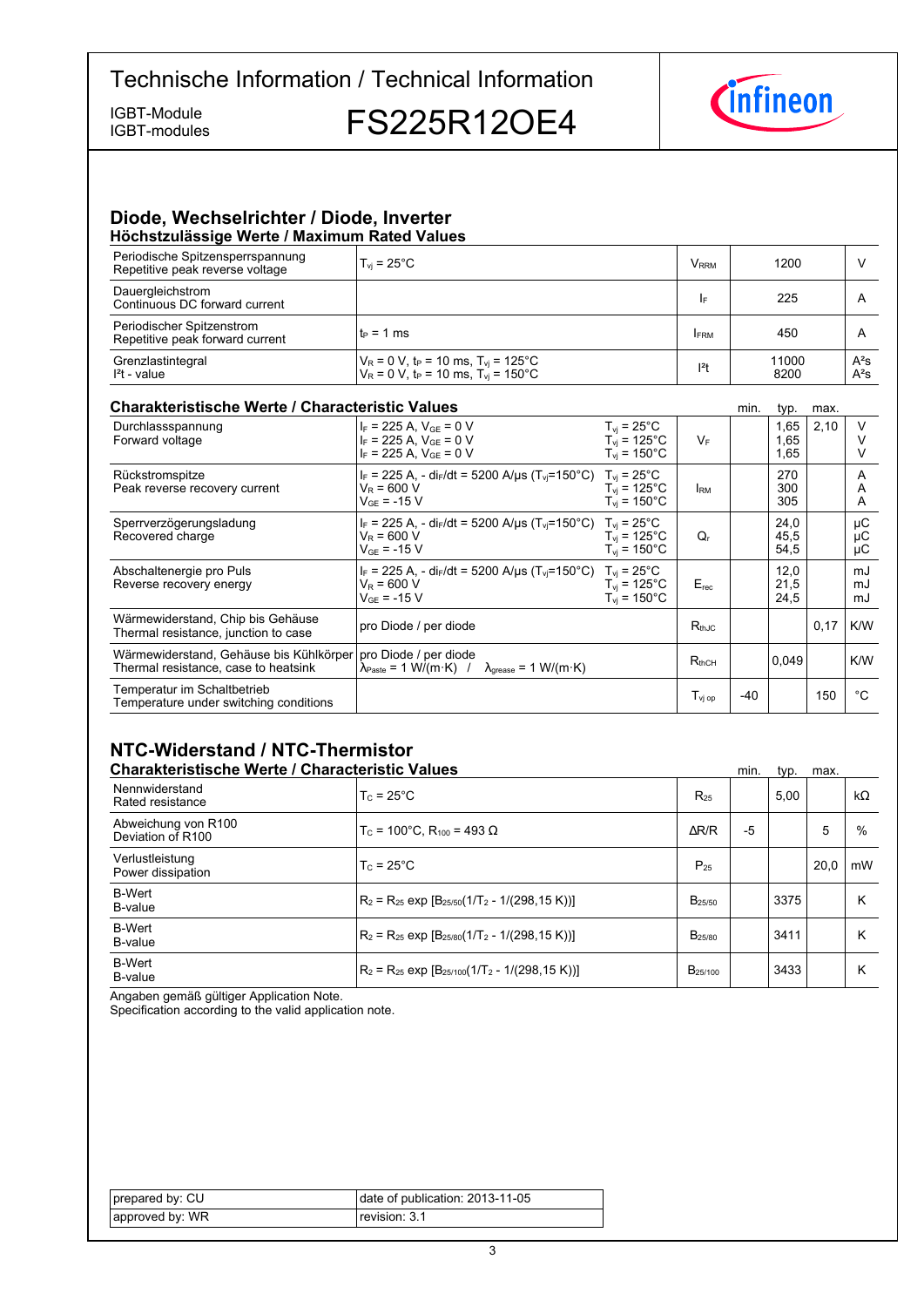## Diode, Wechselrichter / Diode, Inverter

### Höchstzulässige Werte / Maximum Rated Values

| | | | | |
|---|---|---|---|---|
| Periodische Spitzensperrspannung<br>Repetitive peak reverse voltage | $T_{vj}$ = 25°C | $V_{RRM}$ | 1200 | V |
| Dauergleichstrom<br>Continuous DC forward current | | $I_F$ | 225 | A |
| Periodischer Spitzenstrom<br>Repetitive peak forward current | $t_P$ = 1 ms | $I_{FRM}$ | 450 | A |
| Grenzlastintegral<br>$I^2t$ - value | $V_R$ = 0 V, $t_P$ = 10 ms, $T_{vj}$ = 125°C<br>$V_R$ = 0 V, $t_P$ = 10 ms, $T_{vj}$ = 150°C | $I^2t$ | 11000<br>8200 | $A^2s$<br>$A^2s$ |

### Charakteristische Werte / Characteristic Values

| | | | | min. | typ. | max. | |
|---|---|---|---|---|---|---|---|
| Durchlassspannung<br>Forward voltage | $I_F$ = 225 A, $V_{GE}$ = 0 V<br>$I_F$ = 225 A, $V_{GE}$ = 0 V<br>$I_F$ = 225 A, $V_{GE}$ = 0 V | $T_{vj}$ = 25°C<br>$T_{vj}$ = 125°C<br>$T_{vj}$ = 150°C | $V_F$ | | 1,65<br>1,65<br>1,65 | 2,10 | V<br>V<br>V |
| Rückstromspitze<br>Peak reverse recovery current | $I_F$ = 225 A, - $di_F/dt$ = 5200 A/µs ($T_{vj}$=150°C)<br>$V_R$ = 600 V<br>$V_{GE}$ = -15 V | $T_{vj}$ = 25°C<br>$T_{vj}$ = 125°C<br>$T_{vj}$ = 150°C | $I_{RM}$ | | 270<br>300<br>305 | | A<br>A<br>A |
| Sperrverzögerungsladung<br>Recovered charge | $I_F$ = 225 A, - $di_F/dt$ = 5200 A/µs ($T_{vj}$=150°C)<br>$V_R$ = 600 V<br>$V_{GE}$ = -15 V | $T_{vj}$ = 25°C<br>$T_{vj}$ = 125°C<br>$T_{vj}$ = 150°C | $Q_r$ | | 24,0<br>45,5<br>54,5 | | µC<br>µC<br>µC |
| Abschaltenergie pro Puls<br>Reverse recovery energy | $I_F$ = 225 A, - $di_F/dt$ = 5200 A/µs ($T_{vj}$=150°C)<br>$V_R$ = 600 V<br>$V_{GE}$ = -15 V | $T_{vj}$ = 25°C<br>$T_{vj}$ = 125°C<br>$T_{vj}$ = 150°C | $E_{rec}$ | | 12,0<br>21,5<br>24,5 | | mJ<br>mJ<br>mJ |
| Wärmewiderstand, Chip bis Gehäuse<br>Thermal resistance, junction to case | pro Diode / per diode | | $R_{thJC}$ | | | 0,17 | K/W |
| Wärmewiderstand, Gehäuse bis Kühlkörper<br>Thermal resistance, case to heatsink | pro Diode / per diode<br>$\lambda_{Paste}$ = 1 W/(m·K) / $\lambda_{grease}$ = 1 W/(m·K) | | $R_{thCH}$ | | 0,049 | | K/W |
| Temperatur im Schaltbetrieb<br>Temperature under switching conditions | | | $T_{vj\ op}$ | -40 | | 150 | °C |

## NTC-Widerstand / NTC-Thermistor

### Charakteristische Werte / Characteristic Values

| | | | min. | typ. | max. | |
|---|---|---|---|---|---|---|
| Nennwiderstand<br>Rated resistance | $T_C$ = 25°C | $R_{25}$ | | 5,00 | | kΩ |
| Abweichung von R100<br>Deviation of R100 | $T_C$ = 100°C, $R_{100}$ = 493 Ω | ΔR/R | -5 | | 5 | % |
| Verlustleistung<br>Power dissipation | $T_C$ = 25°C | $P_{25}$ | | | 20,0 | mW |
| B-Wert<br>B-value | $R_2 = R_{25} \exp [B_{25/50}(1/T_2 - 1/(298,15\ K))]$ | $B_{25/50}$ | | 3375 | | K |
| B-Wert<br>B-value | $R_2 = R_{25} \exp [B_{25/80}(1/T_2 - 1/(298,15\ K))]$ | $B_{25/80}$ | | 3411 | | K |
| B-Wert<br>B-value | $R_2 = R_{25} \exp [B_{25/100}(1/T_2 - 1/(298,15\ K))]$ | $B_{25/100}$ | | 3433 | | K |

Angaben gemäß gültiger Application Note.
Specification according to the valid application note.

| | |
|---|---|
| prepared by: CU | date of publication: 2013-11-05 |
| approved by: WR | revision: 3.1 |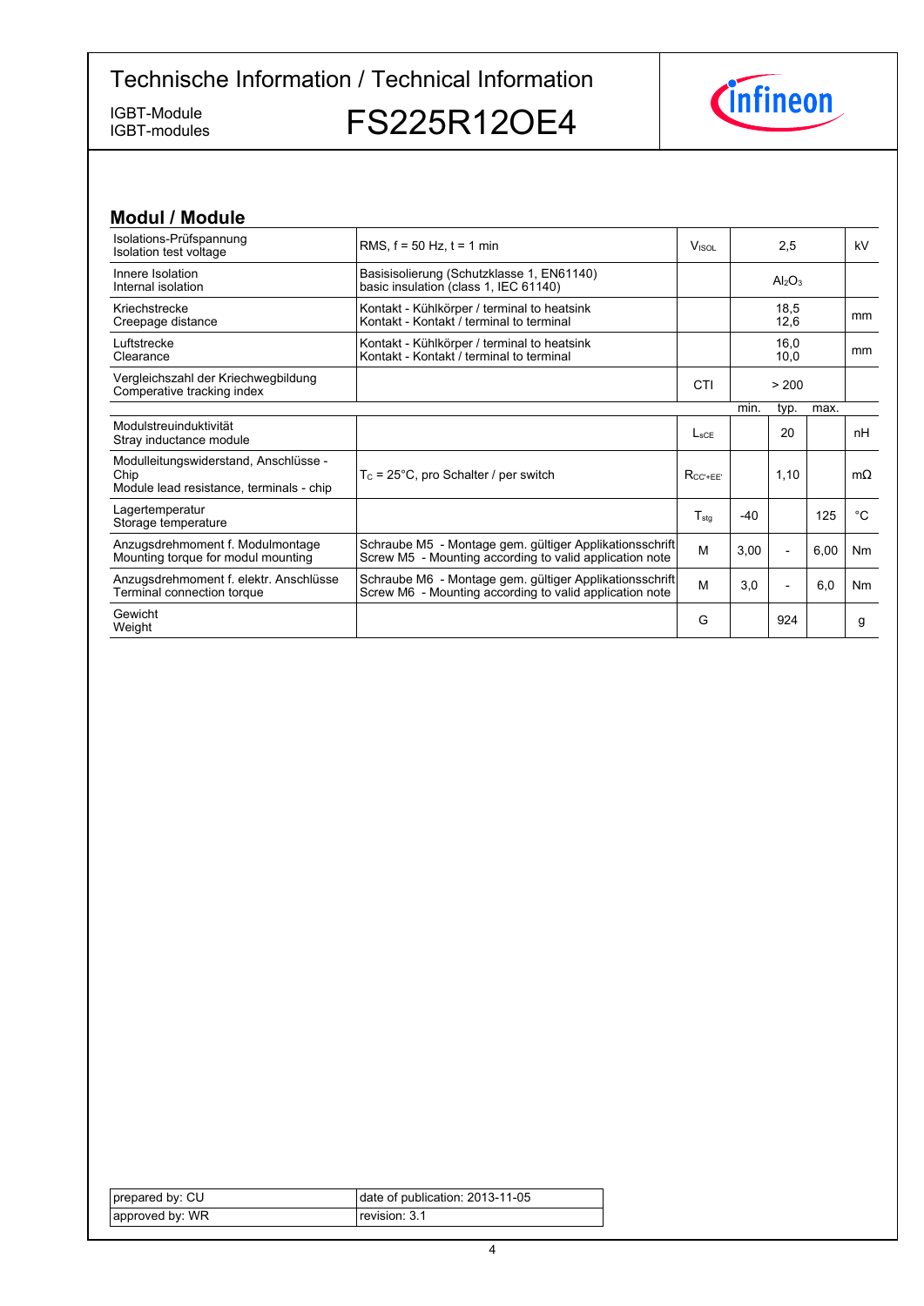## Modul / Module

| | | | min. | typ. | max. | |
|---|---|---|---|---|---|---|
| Isolations-Prüfspannung<br>Isolation test voltage | RMS, f = 50 Hz, t = 1 min | $V_{ISOL}$ | | 2,5 | | kV |
| Innere Isolation<br>Internal isolation | Basisisolierung (Schutzklasse 1, EN61140)<br>basic insulation (class 1, IEC 61140) | | | $Al_2O_3$ | | |
| Kriechstrecke<br>Creepage distance | Kontakt - Kühlkörper / terminal to heatsink<br>Kontakt - Kontakt / terminal to terminal | | | 18,5<br>12,6 | | mm |
| Luftstrecke<br>Clearance | Kontakt - Kühlkörper / terminal to heatsink<br>Kontakt - Kontakt / terminal to terminal | | | 16,0<br>10,0 | | mm |
| Vergleichszahl der Kriechwegbildung<br>Comperative tracking index | | CTI | | > 200 | | |
| Modulstreuinduktivität<br>Stray inductance module | | $L_{sCE}$ | | 20 | | nH |
| Modulleitungswiderstand, Anschlüsse - Chip<br>Module lead resistance, terminals - chip | $T_C$ = 25°C, pro Schalter / per switch | $R_{CC'+EE'}$ | | 1,10 | | mΩ |
| Lagertemperatur<br>Storage temperature | | $T_{stg}$ | -40 | | 125 | °C |
| Anzugsdrehmoment f. Modulmontage<br>Mounting torque for modul mounting | Schraube M5 - Montage gem. gültiger Applikationsschrift<br>Screw M5 - Mounting according to valid application note | M | 3,00 | - | 6,00 | Nm |
| Anzugsdrehmoment f. elektr. Anschlüsse<br>Terminal connection torque | Schraube M6 - Montage gem. gültiger Applikationsschrift<br>Screw M6 - Mounting according to valid application note | M | 3,0 | - | 6,0 | Nm |
| Gewicht<br>Weight | | G | | 924 | | g |

| | |
|---|---|
| prepared by: CU | date of publication: 2013-11-05 |
| approved by: WR | revision: 3.1 |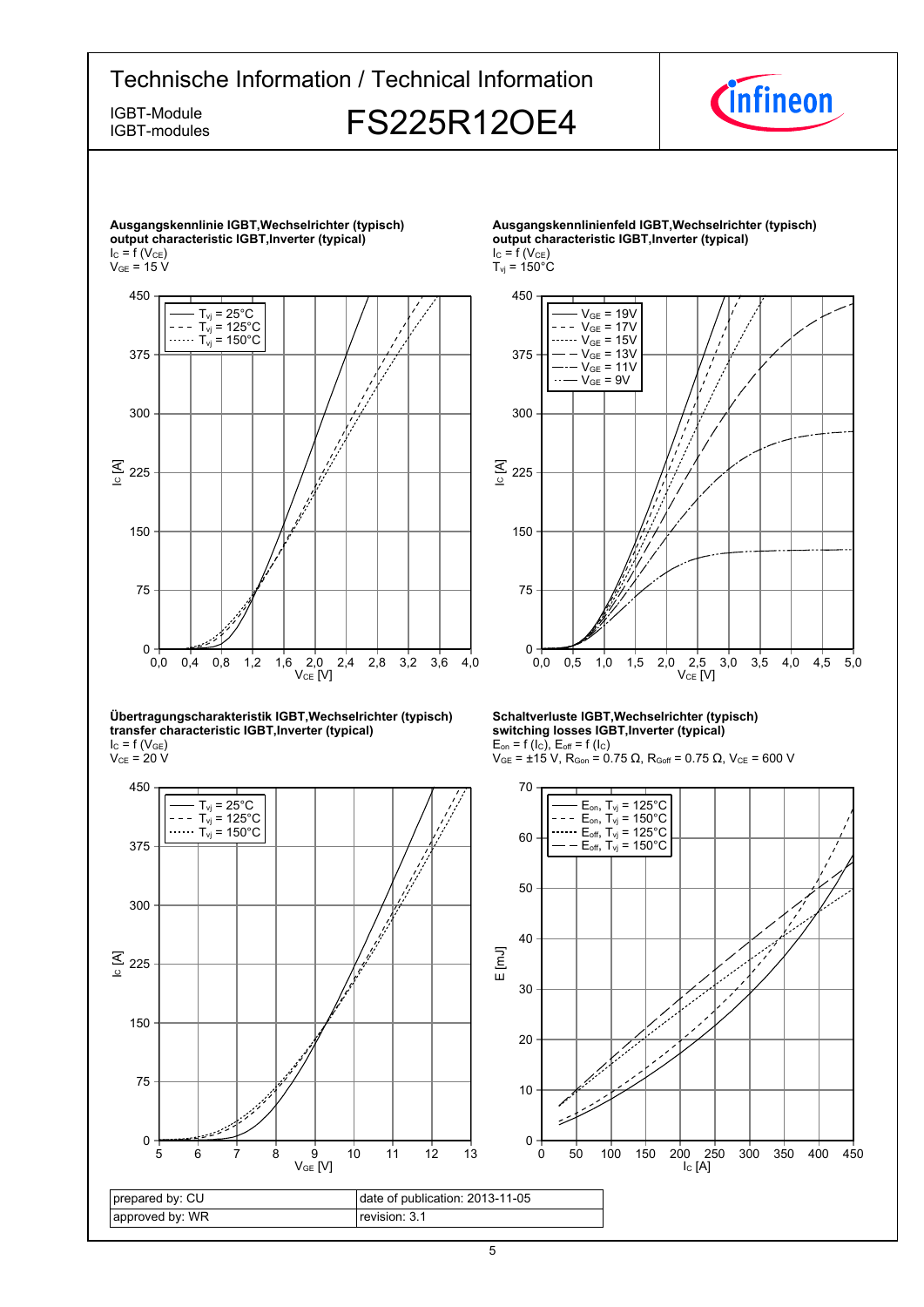**Ausgangskennlinie IGBT,Wechselrichter (typisch)**
**output characteristic IGBT,Inverter (typical)**
$I_C = f(V_{CE})$
$V_{GE} = 15\ V$

**Ausgangskennlinienfeld IGBT,Wechselrichter (typisch)**
**output characteristic IGBT,Inverter (typical)**
$I_C = f(V_{CE})$
$T_{vj} = 150°C$

**Übertragungscharakteristik IGBT,Wechselrichter (typisch)**
**transfer characteristic IGBT,Inverter (typical)**
$I_C = f(V_{GE})$
$V_{CE} = 20\ V$

**Schaltverluste IGBT,Wechselrichter (typisch)**
**switching losses IGBT,Inverter (typical)**
$E_{on} = f(I_C)$, $E_{off} = f(I_C)$
$V_{GE} = \pm15\ V$, $R_{Gon} = 0.75\ \Omega$, $R_{Goff} = 0.75\ \Omega$, $V_{CE} = 600\ V$

| prepared by: CU | date of publication: 2013-11-05 |
| --- | --- |
| approved by: WR | revision: 3.1 |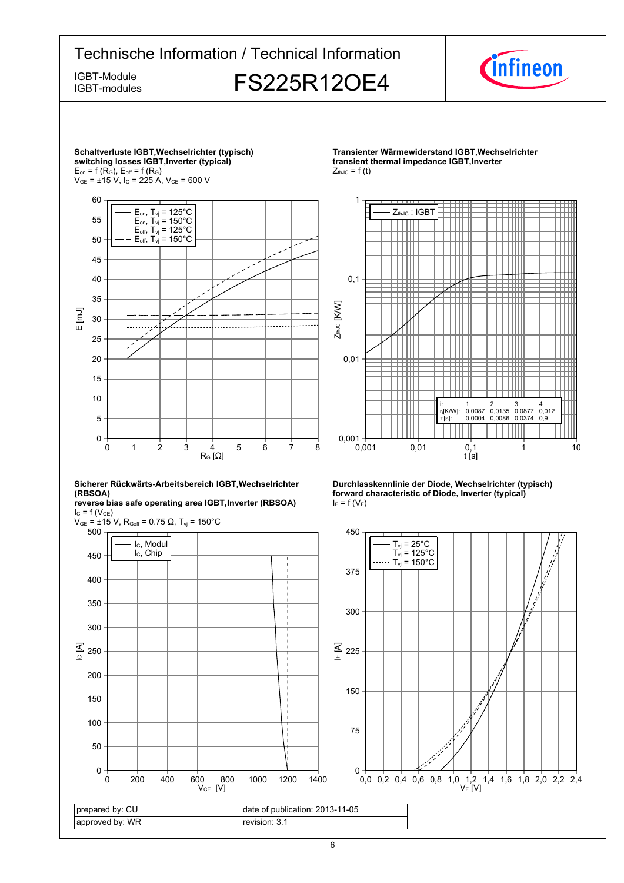**Schaltverluste IGBT,Wechselrichter (typisch)**
**switching losses IGBT,Inverter (typical)**
$E_{on} = f(R_G)$, $E_{off} = f(R_G)$
$V_{GE} = \pm15$ V, $I_C = 225$ A, $V_{CE} = 600$ V

**Transienter Wärmewiderstand IGBT,Wechselrichter**
**transient thermal impedance IGBT,Inverter**
$Z_{thJC} = f(t)$

| i: | 1 | 2 | 3 | 4 |
|---|---|---|---|---|
| $r_i$[K/W]: | 0,0087 | 0,0135 | 0,0877 | 0,012 |
| $\tau_i$[s]: | 0,0004 | 0,0086 | 0,0374 | 0,9 |

**Sicherer Rückwärts-Arbeitsbereich IGBT,Wechselrichter (RBSOA)**
**reverse bias safe operating area IGBT,Inverter (RBSOA)**
$I_C = f(V_{CE})$
$V_{GE} = \pm15$ V, $R_{Goff} = 0.75\ \Omega$, $T_{vj} = 150°C$

**Durchlasskennlinie der Diode, Wechselrichter (typisch)**
**forward characteristic of Diode, Inverter (typical)**
$I_F = f(V_F)$

| prepared by: CU | date of publication: 2013-11-05 |
|---|---|
| approved by: WR | revision: 3.1 |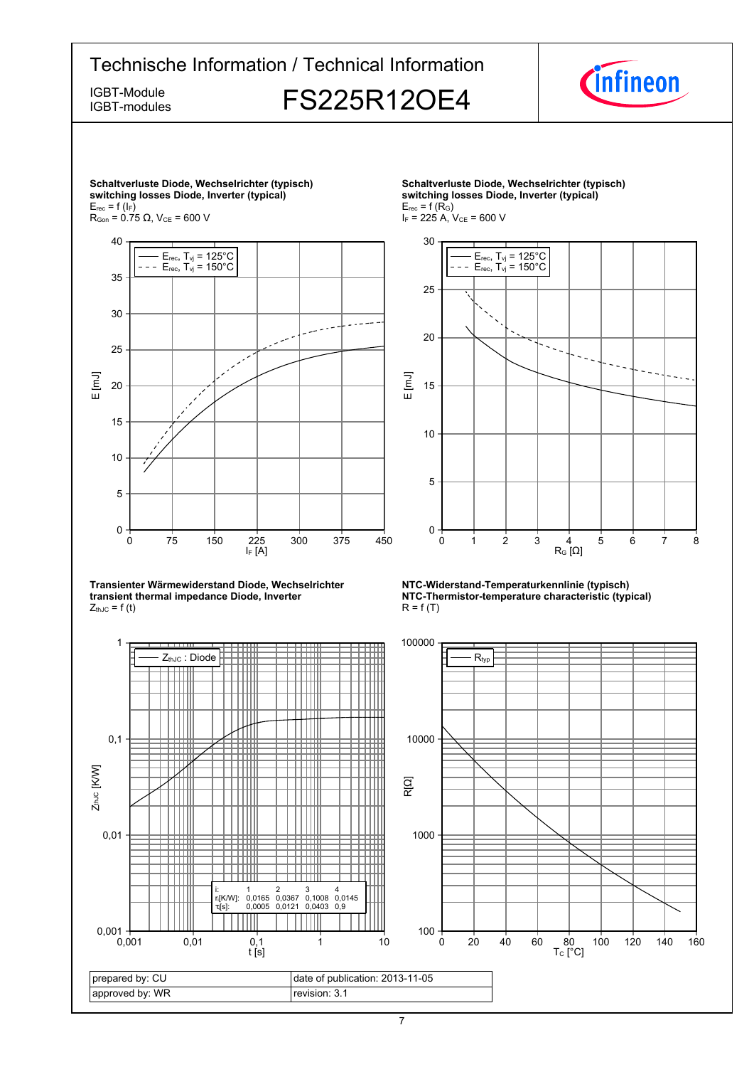**Schaltverluste Diode, Wechselrichter (typisch)**
**switching losses Diode, Inverter (typical)**
$E_{rec} = f(I_F)$
$R_{Gon} = 0.75\ \Omega$, $V_{CE} = 600\ V$

**Schaltverluste Diode, Wechselrichter (typisch)**
**switching losses Diode, Inverter (typical)**
$E_{rec} = f(R_G)$
$I_F = 225\ A$, $V_{CE} = 600\ V$

**Transienter Wärmewiderstand Diode, Wechselrichter**
**transient thermal impedance Diode, Inverter**
$Z_{thJC} = f(t)$

| i: | 1 | 2 | 3 | 4 |
|---|---|---|---|---|
| $r_i$[K/W]: | 0,0165 | 0,0367 | 0,1008 | 0,0145 |
| $\tau_i$[s]: | 0,0005 | 0,0121 | 0,0403 | 0,9 |

**NTC-Widerstand-Temperaturkennlinie (typisch)**
**NTC-Thermistor-temperature characteristic (typical)**
$R = f(T)$

| prepared by: CU | date of publication: 2013-11-05 |
|---|---|
| approved by: WR | revision: 3.1 |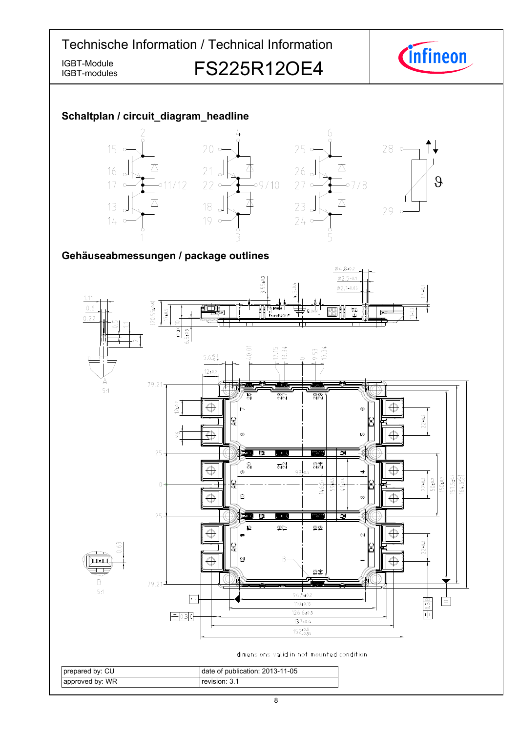Technische Information / Technical Information

IGBT-Module
IGBT-modules

# FS225R12OE4

## Schaltplan / circuit_diagram_headline

## Gehäuseabmessungen / package outlines

dimensions valid in not mounted condition

| prepared by: CU | date of publication: 2013-11-05 |
| --- | --- |
| approved by: WR | revision: 3.1 |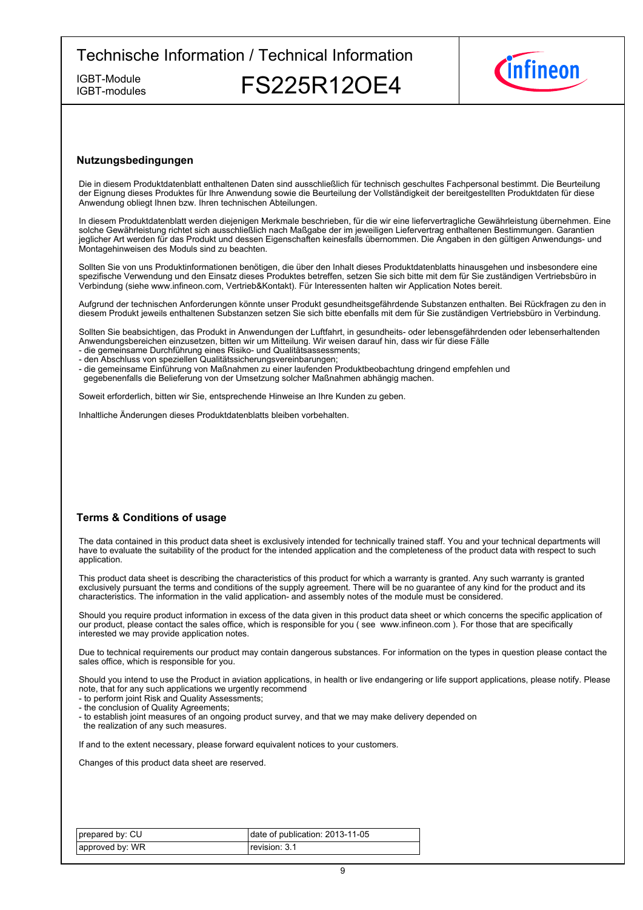## Nutzungsbedingungen

Die in diesem Produktdatenblatt enthaltenen Daten sind ausschließlich für technisch geschultes Fachpersonal bestimmt. Die Beurteilung der Eignung dieses Produktes für Ihre Anwendung sowie die Beurteilung der Vollständigkeit der bereitgestellten Produktdaten für diese Anwendung obliegt Ihnen bzw. Ihren technischen Abteilungen.

In diesem Produktdatenblatt werden diejenigen Merkmale beschrieben, für die wir eine liefervertragliche Gewährleistung übernehmen. Eine solche Gewährleistung richtet sich ausschließlich nach Maßgabe der im jeweiligen Liefervertrag enthaltenen Bestimmungen. Garantien jeglicher Art werden für das Produkt und dessen Eigenschaften keinesfalls übernommen. Die Angaben in den gültigen Anwendungs- und Montagehinweisen des Moduls sind zu beachten.

Sollten Sie von uns Produktinformationen benötigen, die über den Inhalt dieses Produktdatenblatts hinausgehen und insbesondere eine spezifische Verwendung und den Einsatz dieses Produktes betreffen, setzen Sie sich bitte mit dem für Sie zuständigen Vertriebsbüro in Verbindung (siehe www.infineon.com, Vertrieb&Kontakt). Für Interessenten halten wir Application Notes bereit.

Aufgrund der technischen Anforderungen könnte unser Produkt gesundheitsgefährdende Substanzen enthalten. Bei Rückfragen zu den in diesem Produkt jeweils enthaltenen Substanzen setzen Sie sich bitte ebenfalls mit dem für Sie zuständigen Vertriebsbüro in Verbindung.

Sollten Sie beabsichtigen, das Produkt in Anwendungen der Luftfahrt, in gesundheits- oder lebensgefährdenden oder lebenserhaltenden Anwendungsbereichen einzusetzen, bitten wir um Mitteilung. Wir weisen darauf hin, dass wir für diese Fälle
- die gemeinsame Durchführung eines Risiko- und Qualitätsassessments;
- den Abschluss von speziellen Qualitätssicherungsvereinbarungen;
- die gemeinsame Einführung von Maßnahmen zu einer laufenden Produktbeobachtung dringend empfehlen und gegebenenfalls die Belieferung von der Umsetzung solcher Maßnahmen abhängig machen.

Soweit erforderlich, bitten wir Sie, entsprechende Hinweise an Ihre Kunden zu geben.

Inhaltliche Änderungen dieses Produktdatenblatts bleiben vorbehalten.

## Terms & Conditions of usage

The data contained in this product data sheet is exclusively intended for technically trained staff. You and your technical departments will have to evaluate the suitability of the product for the intended application and the completeness of the product data with respect to such application.

This product data sheet is describing the characteristics of this product for which a warranty is granted. Any such warranty is granted exclusively pursuant the terms and conditions of the supply agreement. There will be no guarantee of any kind for the product and its characteristics. The information in the valid application- and assembly notes of the module must be considered.

Should you require product information in excess of the data given in this product data sheet or which concerns the specific application of our product, please contact the sales office, which is responsible for you ( see www.infineon.com ). For those that are specifically interested we may provide application notes.

Due to technical requirements our product may contain dangerous substances. For information on the types in question please contact the sales office, which is responsible for you.

Should you intend to use the Product in aviation applications, in health or live endangering or life support applications, please notify. Please note, that for any such applications we urgently recommend
- to perform joint Risk and Quality Assessments;
- the conclusion of Quality Agreements;
- to establish joint measures of an ongoing product survey, and that we may make delivery depended on the realization of any such measures.

If and to the extent necessary, please forward equivalent notices to your customers.

Changes of this product data sheet are reserved.

| | |
|---|---|
| prepared by: CU | date of publication: 2013-11-05 |
| approved by: WR | revision: 3.1 |